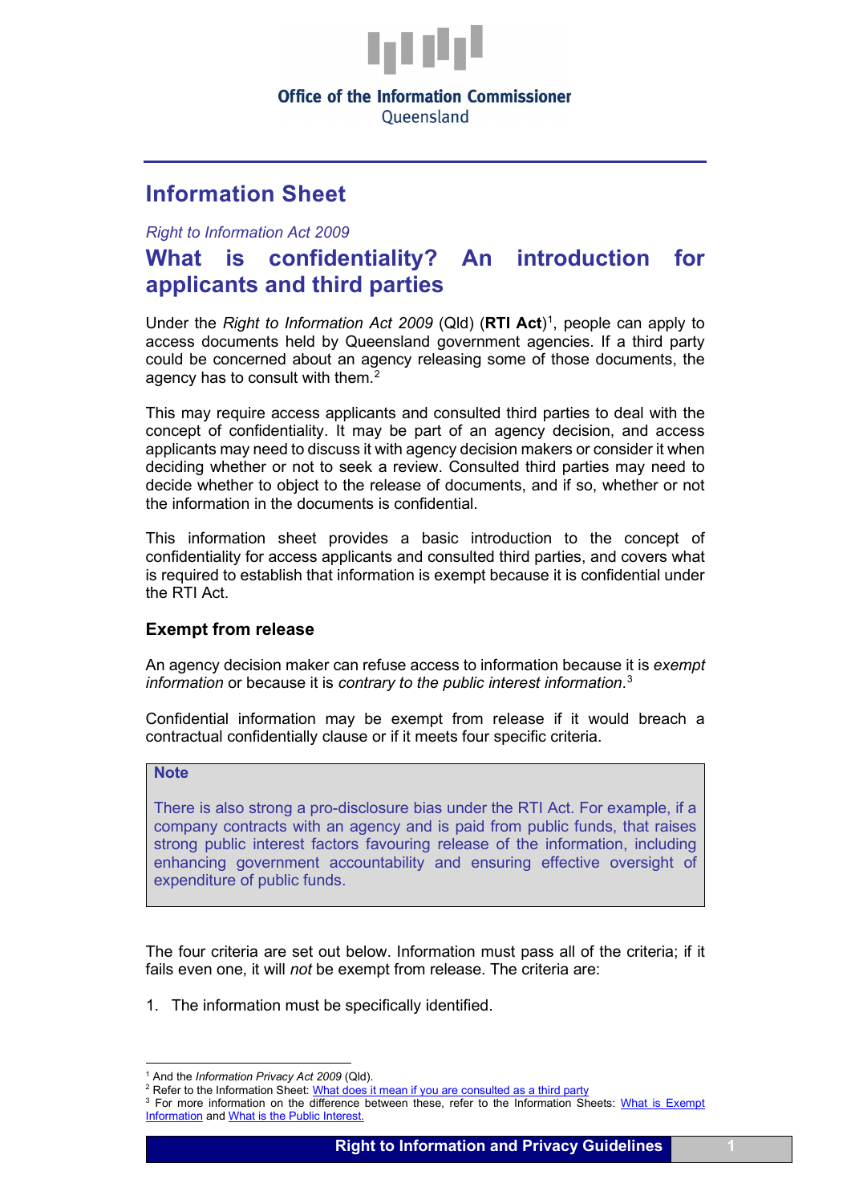Office of the Information Commissioner
Queensland

# Information Sheet

*Right to Information Act 2009*

## What is confidentiality? An introduction for applicants and third parties

Under the *Right to Information Act 2009* (Qld) (**RTI Act**)[1], people can apply to access documents held by Queensland government agencies. If a third party could be concerned about an agency releasing some of those documents, the agency has to consult with them.[2]

This may require access applicants and consulted third parties to deal with the concept of confidentiality. It may be part of an agency decision, and access applicants may need to discuss it with agency decision makers or consider it when deciding whether or not to seek a review. Consulted third parties may need to decide whether to object to the release of documents, and if so, whether or not the information in the documents is confidential.

This information sheet provides a basic introduction to the concept of confidentiality for access applicants and consulted third parties, and covers what is required to establish that information is exempt because it is confidential under the RTI Act.

### Exempt from release

An agency decision maker can refuse access to information because it is *exempt information* or because it is *contrary to the public interest information*.[3]

Confidential information may be exempt from release if it would breach a contractual confidentially clause or if it meets four specific criteria.

> **Note**
>
> There is also strong a pro-disclosure bias under the RTI Act. For example, if a company contracts with an agency and is paid from public funds, that raises strong public interest factors favouring release of the information, including enhancing government accountability and ensuring effective oversight of expenditure of public funds.

The four criteria are set out below. Information must pass all of the criteria; if it fails even one, it will *not* be exempt from release. The criteria are:

1. The information must be specifically identified.

---

[1] And the *Information Privacy Act 2009* (Qld).

[2] Refer to the Information Sheet: What does it mean if you are consulted as a third party

[3] For more information on the difference between these, refer to the Information Sheets: What is Exempt Information and What is the Public Interest.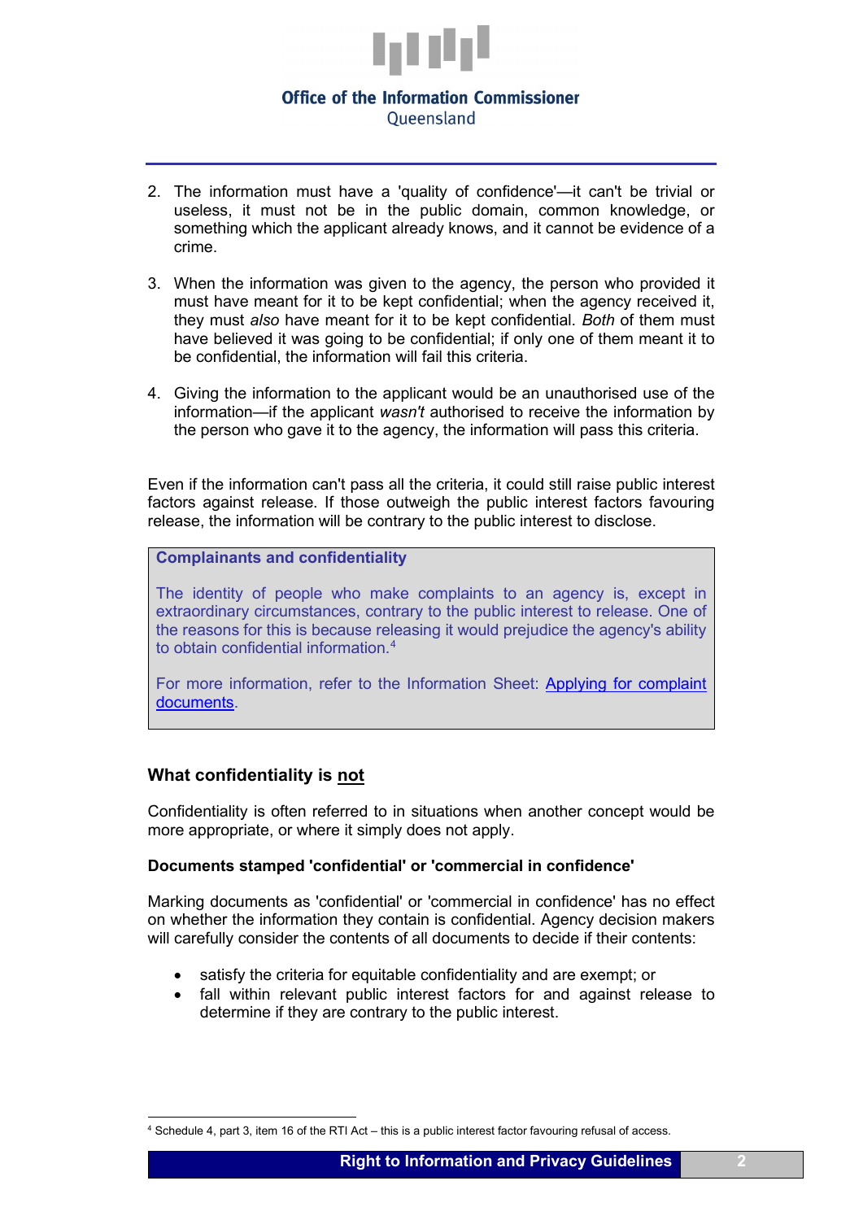2. The information must have a 'quality of confidence'—it can't be trivial or useless, it must not be in the public domain, common knowledge, or something which the applicant already knows, and it cannot be evidence of a crime.

3. When the information was given to the agency, the person who provided it must have meant for it to be kept confidential; when the agency received it, they must *also* have meant for it to be kept confidential. *Both* of them must have believed it was going to be confidential; if only one of them meant it to be confidential, the information will fail this criteria.

4. Giving the information to the applicant would be an unauthorised use of the information—if the applicant *wasn't* authorised to receive the information by the person who gave it to the agency, the information will pass this criteria.

Even if the information can't pass all the criteria, it could still raise public interest factors against release. If those outweigh the public interest factors favouring release, the information will be contrary to the public interest to disclose.

> **Complaints and confidentiality**
>
> The identity of people who make complaints to an agency is, except in extraordinary circumstances, contrary to the public interest to release. One of the reasons for this is because releasing it would prejudice the agency's ability to obtain confidential information.[4]
>
> For more information, refer to the Information Sheet: Applying for complaint documents.

### What confidentiality is not

Confidentiality is often referred to in situations when another concept would be more appropriate, or where it simply does not apply.

**Documents stamped 'confidential' or 'commercial in confidence'**

Marking documents as 'confidential' or 'commercial in confidence' has no effect on whether the information they contain is confidential. Agency decision makers will carefully consider the contents of all documents to decide if their contents:

- satisfy the criteria for equitable confidentiality and are exempt; or
- fall within relevant public interest factors for and against release to determine if they are contrary to the public interest.

[4] Schedule 4, part 3, item 16 of the RTI Act – this is a public interest factor favouring refusal of access.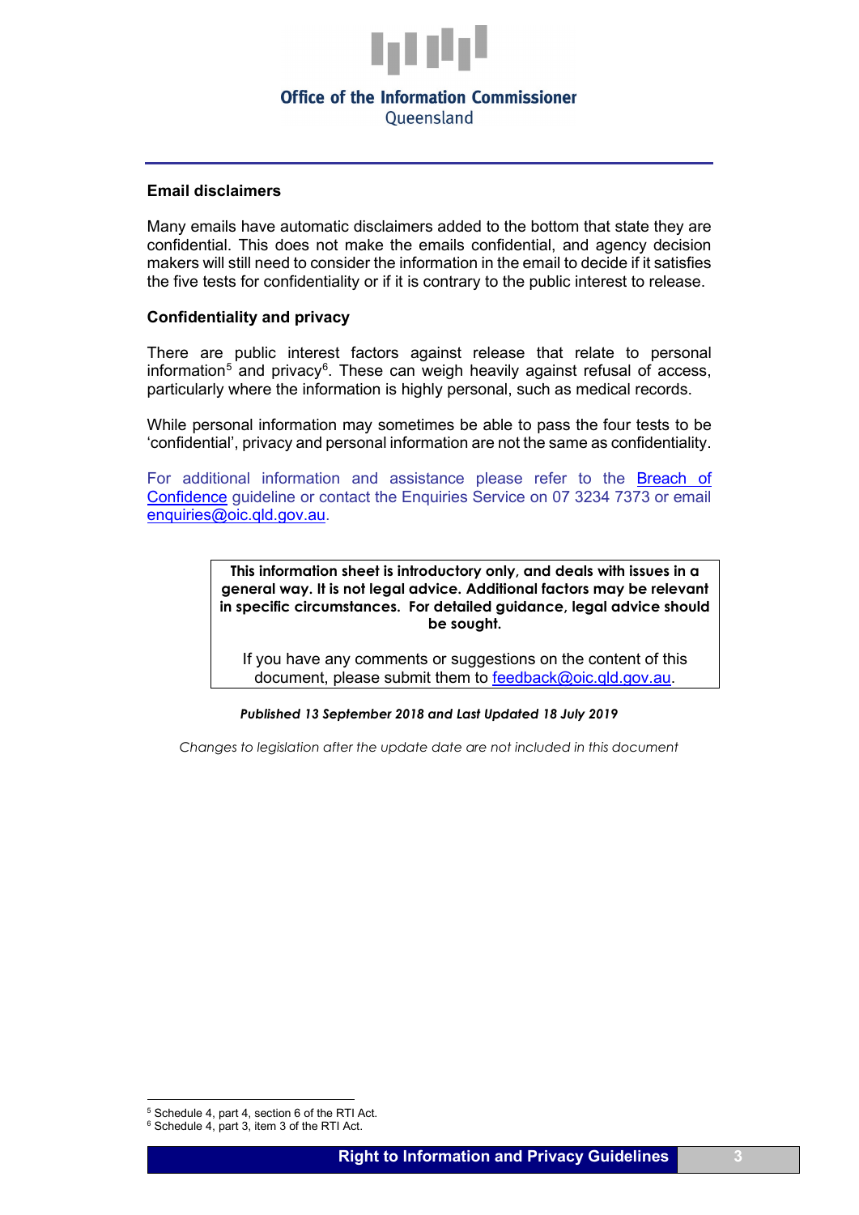**Email disclaimers**

Many emails have automatic disclaimers added to the bottom that state they are confidential. This does not make the emails confidential, and agency decision makers will still need to consider the information in the email to decide if it satisfies the five tests for confidentiality or if it is contrary to the public interest to release.

**Confidentiality and privacy**

There are public interest factors against release that relate to personal information[5] and privacy[6]. These can weigh heavily against refusal of access, particularly where the information is highly personal, such as medical records.

While personal information may sometimes be able to pass the four tests to be 'confidential', privacy and personal information are not the same as confidentiality.

For additional information and assistance please refer to the Breach of Confidence guideline or contact the Enquiries Service on 07 3234 7373 or email enquiries@oic.qld.gov.au.

> **This information sheet is introductory only, and deals with issues in a general way. It is not legal advice. Additional factors may be relevant in specific circumstances. For detailed guidance, legal advice should be sought.**
>
> If you have any comments or suggestions on the content of this document, please submit them to feedback@oic.qld.gov.au.

***Published 13 September 2018 and Last Updated 18 July 2019***

*Changes to legislation after the update date are not included in this document*

---

[5] Schedule 4, part 4, section 6 of the RTI Act.

[6] Schedule 4, part 3, item 3 of the RTI Act.